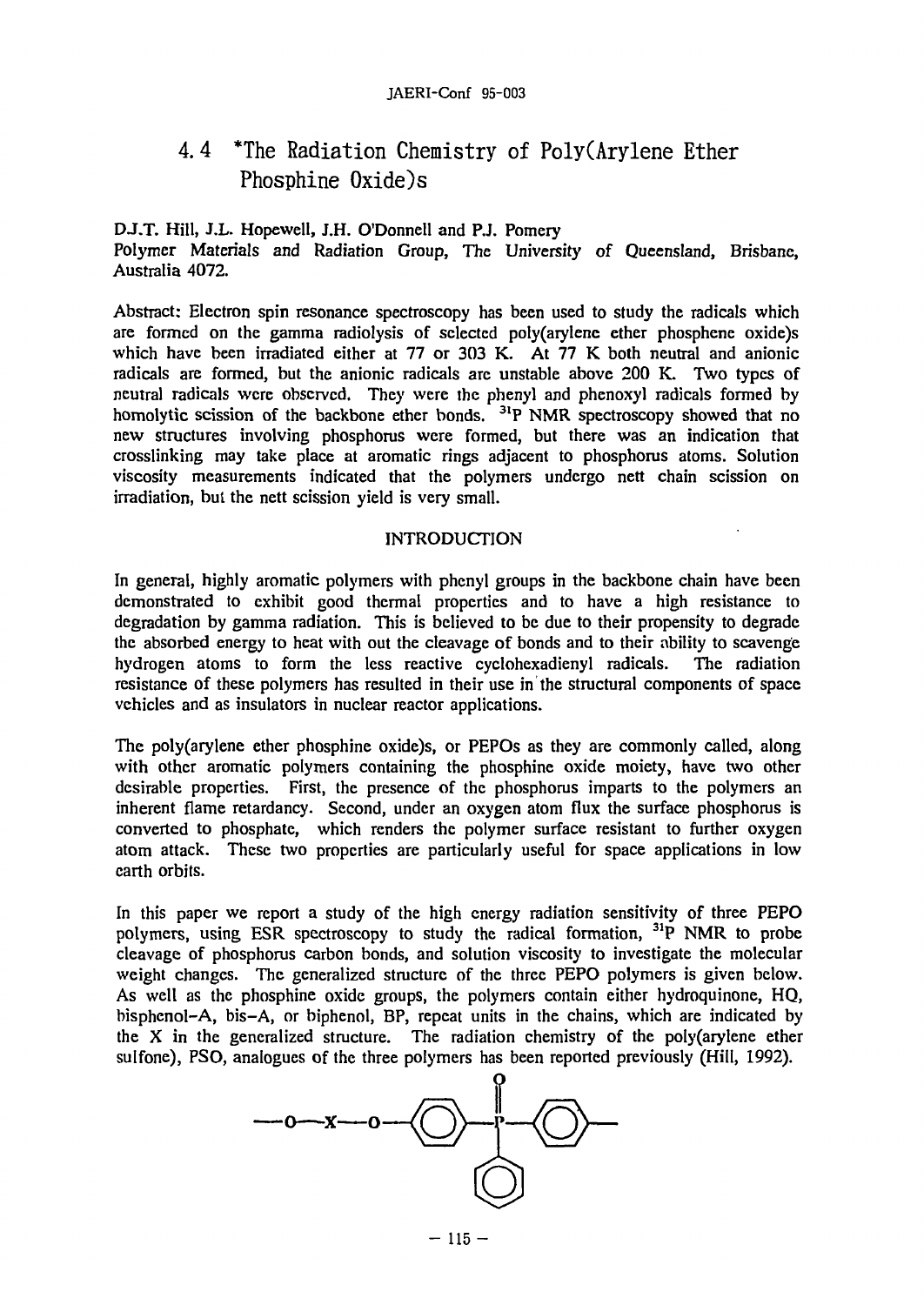# 4.4 *The Radiation Chemistry of Poly(Arylene Ether Phosphine Oxide)s

D.J.T. Hill, J.L. Hopewell, J.H. O'Donnell and P.J. Pomery

Polymer Materials and Radiation Group, The University of Queensland, Brisbane, Australia 4072.

Abstract: Electron spin resonance spectroscopy has been used to study the radicals which are formed on the gamma radiolysis of selected poly(arylene ether phosphene oxide)s which have been irradiated either at 77 or 303 K. At 77 K both neutral and anionic radicals are formed, but the anionic radicals are unstable above 200 K. Two types of neutral radicals were observed. They were the phenyl and phenoxyl radicals formed by homolytic scission of the backbone ether bonds. $^{31}P$ NMR spectroscopy showed that no new structures involving phosphorus were formed, but there was an indication that crosslinking may take place at aromatic rings adjacent to phosphorus atoms. Solution viscosity measurements indicated that the polymers undergo nett chain scission on irradiation, but the nett scission yield is very small.

## INTRODUCTION

In general, highly aromatic polymers with phenyl groups in the backbone chain have been demonstrated to exhibit good thermal properties and to have a high resistance to degradation by gamma radiation. This is believed to be due to their propensity to degrade the absorbed energy to heat with out the cleavage of bonds and to their ability to scavenge hydrogen atoms to form the less reactive cyclohexadienyl radicals. The radiation resistance of these polymers has resulted in their use in the structural components of space vehicles and as insulators in nuclear reactor applications.

The poly(arylene ether phosphine oxide)s, or PEPOs as they are commonly called, along with other aromatic polymers containing the phosphine oxide moiety, have two other desirable properties. First, the presence of the phosphorus imparts to the polymers an inherent flame retardancy. Second, under an oxygen atom flux the surface phosphorus is converted to phosphate, which renders the polymer surface resistant to further oxygen atom attack. These two properties are particularly useful for space applications in low earth orbits.

In this paper we report a study of the high energy radiation sensitivity of three PEPO polymers, using ESR spectroscopy to study the radical formation, $^{31}P$ NMR to probe cleavage of phosphorus carbon bonds, and solution viscosity to investigate the molecular weight changes. The generalized structure of the three PEPO polymers is given below. As well as the phosphine oxide groups, the polymers contain either hydroquinone, HQ, bisphenol-A, bis-A, or biphenol, BP, repeat units in the chains, which are indicated by the X in the generalized structure. The radiation chemistry of the poly(arylene ether sulfone), PSO, analogues of the three polymers has been reported previously (Hill, 1992).

—O—X—O—(C₆H₄)—P(=O)(C₆H₅)—(C₆H₄)—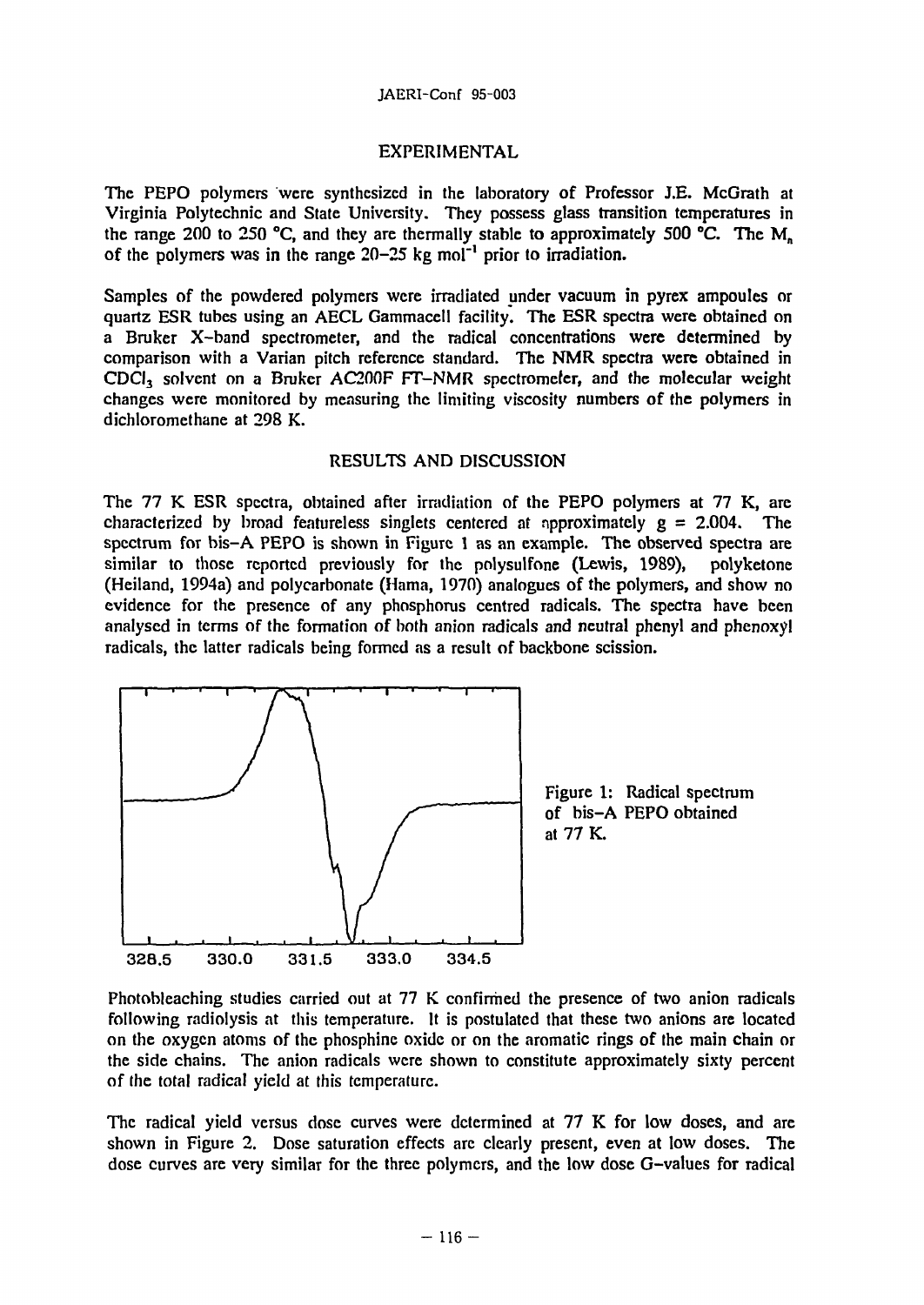## EXPERIMENTAL

The PEPO polymers were synthesized in the laboratory of Professor J.E. McGrath at Virginia Polytechnic and State University. They possess glass transition temperatures in the range 200 to 250 °C, and they are thermally stable to approximately 500 °C. The $M_n$ of the polymers was in the range 20–25 kg mol$^{-1}$ prior to irradiation.

Samples of the powdered polymers were irradiated under vacuum in pyrex ampoules or quartz ESR tubes using an AECL Gammacell facility. The ESR spectra were obtained on a Bruker X-band spectrometer, and the radical concentrations were determined by comparison with a Varian pitch reference standard. The NMR spectra were obtained in $CDCl_3$ solvent on a Bruker AC200F FT-NMR spectrometer, and the molecular weight changes were monitored by measuring the limiting viscosity numbers of the polymers in dichloromethane at 298 K.

## RESULTS AND DISCUSSION

The 77 K ESR spectra, obtained after irradiation of the PEPO polymers at 77 K, are characterized by broad featureless singlets centered at approximately $g = 2.004$. The spectrum for bis-A PEPO is shown in Figure 1 as an example. The observed spectra are similar to those reported previously for the polysulfone (Lewis, 1989), polyketone (Heiland, 1994a) and polycarbonate (Hama, 1970) analogues of the polymers, and show no evidence for the presence of any phosphorus centred radicals. The spectra have been analysed in terms of the formation of both anion radicals and neutral phenyl and phenoxyl radicals, the latter radicals being formed as a result of backbone scission.

328.5 330.0 331.5 333.0 334.5

Figure 1: Radical spectrum of bis-A PEPO obtained at 77 K.

Photobleaching studies carried out at 77 K confirmed the presence of two anion radicals following radiolysis at this temperature. It is postulated that these two anions are located on the oxygen atoms of the phosphine oxide or on the aromatic rings of the main chain or the side chains. The anion radicals were shown to constitute approximately sixty percent of the total radical yield at this temperature.

The radical yield versus dose curves were determined at 77 K for low doses, and are shown in Figure 2. Dose saturation effects are clearly present, even at low doses. The dose curves are very similar for the three polymers, and the low dose G-values for radical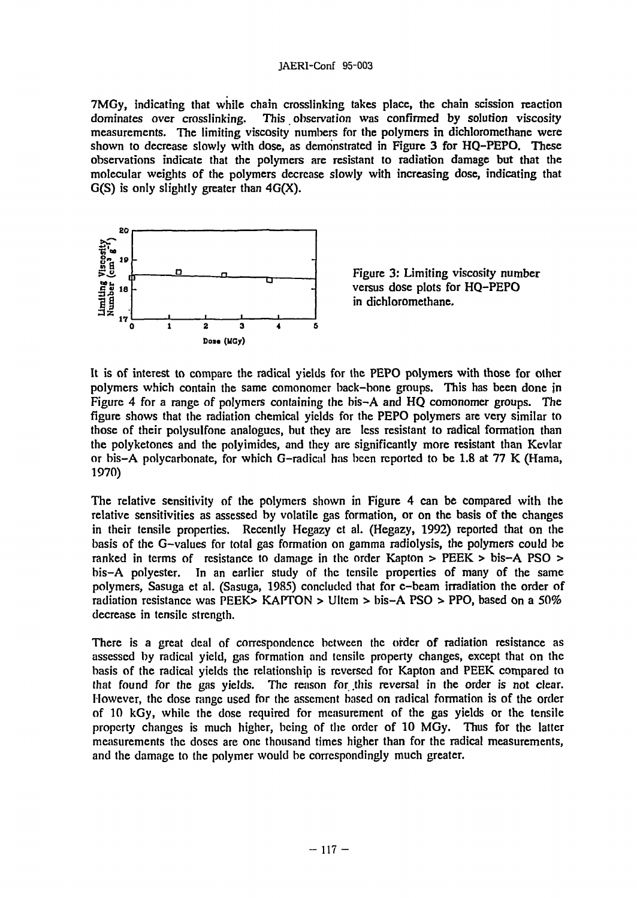7MGy, indicating that while chain crosslinking takes place, the chain scission reaction dominates over crosslinking. This observation was confirmed by solution viscosity measurements. The limiting viscosity numbers for the polymers in dichloromethane were shown to decrease slowly with dose, as demonstrated in Figure 3 for HQ-PEPO. These observations indicate that the polymers are resistant to radiation damage but that the molecular weights of the polymers decrease slowly with increasing dose, indicating that G(S) is only slightly greater than 4G(X).

Figure 3: Limiting viscosity number versus dose plots for HQ-PEPO in dichloromethane.

It is of interest to compare the radical yields for the PEPO polymers with those for other polymers which contain the same comonomer back-bone groups. This has been done in Figure 4 for a range of polymers containing the bis-A and HQ comonomer groups. The figure shows that the radiation chemical yields for the PEPO polymers are very similar to those of their polysulfone analogues, but they are less resistant to radical formation than the polyketones and the polyimides, and they are significantly more resistant than Kevlar or bis-A polycarbonate, for which G-radical has been reported to be 1.8 at 77 K (Hama, 1970)

The relative sensitivity of the polymers shown in Figure 4 can be compared with the relative sensitivities as assessed by volatile gas formation, or on the basis of the changes in their tensile properties. Recently Hegazy et al. (Hegazy, 1992) reported that on the basis of the G-values for total gas formation on gamma radiolysis, the polymers could be ranked in terms of resistance to damage in the order Kapton > PEEK > bis-A PSO > bis-A polyester. In an earlier study of the tensile properties of many of the same polymers, Sasuga et al. (Sasuga, 1985) concluded that for e-beam irradiation the order of radiation resistance was PEEK> KAPTON > Ultem > bis-A PSO > PPO, based on a 50% decrease in tensile strength.

There is a great deal of correspondence between the order of radiation resistance as assessed by radical yield, gas formation and tensile property changes, except that on the basis of the radical yields the relationship is reversed for Kapton and PEEK compared to that found for the gas yields. The reason for this reversal in the order is not clear. However, the dose range used for the assement based on radical formation is of the order of 10 kGy, while the dose required for measurement of the gas yields or the tensile property changes is much higher, being of the order of 10 MGy. Thus for the latter measurements the doses are one thousand times higher than for the radical measurements, and the damage to the polymer would be correspondingly much greater.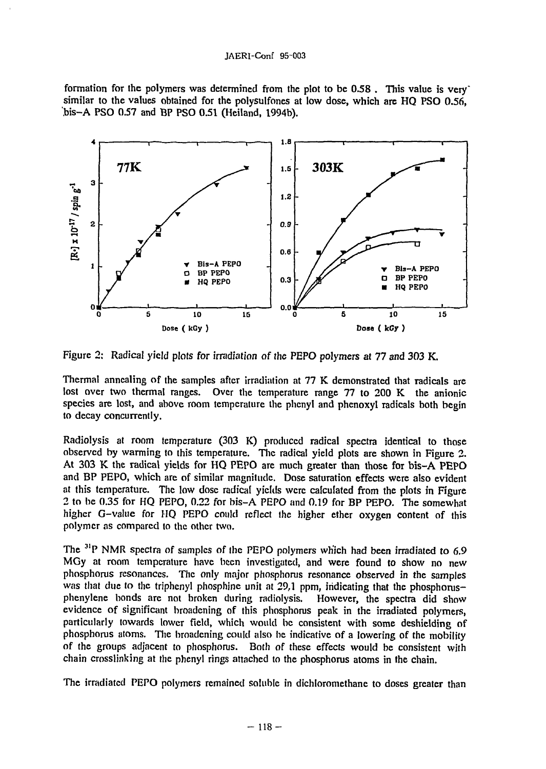formation for the polymers was determined from the plot to be 0.58 . This value is very similar to the values obtained for the polysulfones at low dose, which are HQ PSO 0.56, bis–A PSO 0.57 and BP PSO 0.51 (Heiland, 1994b).

Figure 2: Radical yield plots for irradiation of the PEPO polymers at 77 and 303 K.

Thermal annealing of the samples after irradiation at 77 K demonstrated that radicals are lost over two thermal ranges. Over the temperature range 77 to 200 K the anionic species are lost, and above room temperature the phenyl and phenoxyl radicals both begin to decay concurrently.

Radiolysis at room temperature (303 K) produced radical spectra identical to those observed by warming to this temperature. The radical yield plots are shown in Figure 2. At 303 K the radical yields for HQ PEPO are much greater than those for bis–A PEPO and BP PEPO, which are of similar magnitude. Dose saturation effects were also evident at this temperature. The low dose radical yields were calculated from the plots in Figure 2 to be 0.35 for HQ PEPO, 0.22 for bis–A PEPO and 0.19 for BP PEPO. The somewhat higher G–value for HQ PEPO could reflect the higher ether oxygen content of this polymer as compared to the other two.

The $^{31}P$ NMR spectra of samples of the PEPO polymers which had been irradiated to 6.9 MGy at room temperature have been investigated, and were found to show no new phosphorus resonances. The only major phosphorus resonance observed in the samples was that due to the triphenyl phosphine unit at 29.1 ppm, indicating that the phosphorus–phenylene bonds are not broken during radiolysis. However, the spectra did show evidence of significant broadening of this phosphorus peak in the irradiated polymers, particularly towards lower field, which would be consistent with some deshielding of phosphorus atoms. The broadening could also be indicative of a lowering of the mobility of the groups adjacent to phosphorus. Both of these effects would be consistent with chain crosslinking at the phenyl rings attached to the phosphorus atoms in the chain.

The irradiated PEPO polymers remained soluble in dichloromethane to doses greater than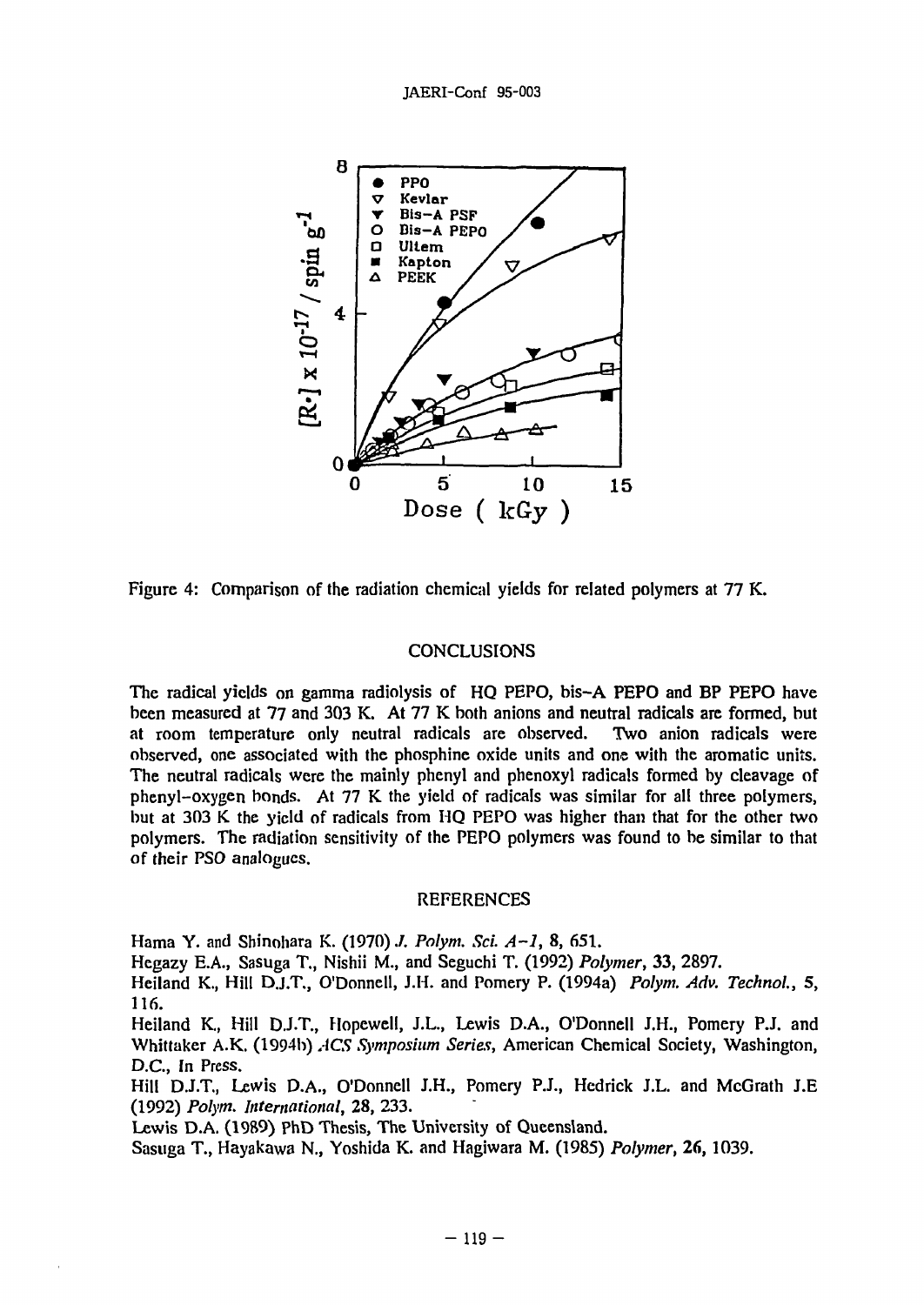8

● PPO
▽ Kevlar
▼ Bis-A PSF
○ Bis-A PEPO
□ Ultem
■ Kapton
△ PEEK

4

0

0 5 10 15

$[R\cdot] \times 10^{-17}$ / spin $g^{-1}$

Dose ( kGy )

Figure 4: Comparison of the radiation chemical yields for related polymers at 77 K.

## CONCLUSIONS

The radical yields on gamma radiolysis of HQ PEPO, bis-A PEPO and BP PEPO have been measured at 77 and 303 K. At 77 K both anions and neutral radicals are formed, but at room temperature only neutral radicals are observed. Two anion radicals were observed, one associated with the phosphine oxide units and one with the aromatic units. The neutral radicals were the mainly phenyl and phenoxyl radicals formed by cleavage of phenyl-oxygen bonds. At 77 K the yield of radicals was similar for all three polymers, but at 303 K the yield of radicals from HQ PEPO was higher than that for the other two polymers. The radiation sensitivity of the PEPO polymers was found to be similar to that of their PSO analogues.

## REFERENCES

Hama Y. and Shinohara K. (1970) *J. Polym. Sci. A-1*, **8**, 651.

Hegazy E.A., Sasuga T., Nishii M., and Seguchi T. (1992) *Polymer*, **33**, 2897.

Heiland K., Hill D.J.T., O'Donnell, J.H. and Pomery P. (1994a) *Polym. Adv. Technol.*, **5**, 116.

Heiland K., Hill D.J.T., Hopewell, J.L., Lewis D.A., O'Donnell J.H., Pomery P.J. and Whittaker A.K. (1994b) *ACS Symposium Series*, American Chemical Society, Washington, D.C., In Press.

Hill D.J.T., Lewis D.A., O'Donnell J.H., Pomery P.J., Hedrick J.L. and McGrath J.E (1992) *Polym. International*, **28**, 233.

Lewis D.A. (1989) PhD Thesis, The University of Queensland.

Sasuga T., Hayakawa N., Yoshida K. and Hagiwara M. (1985) *Polymer*, **26**, 1039.